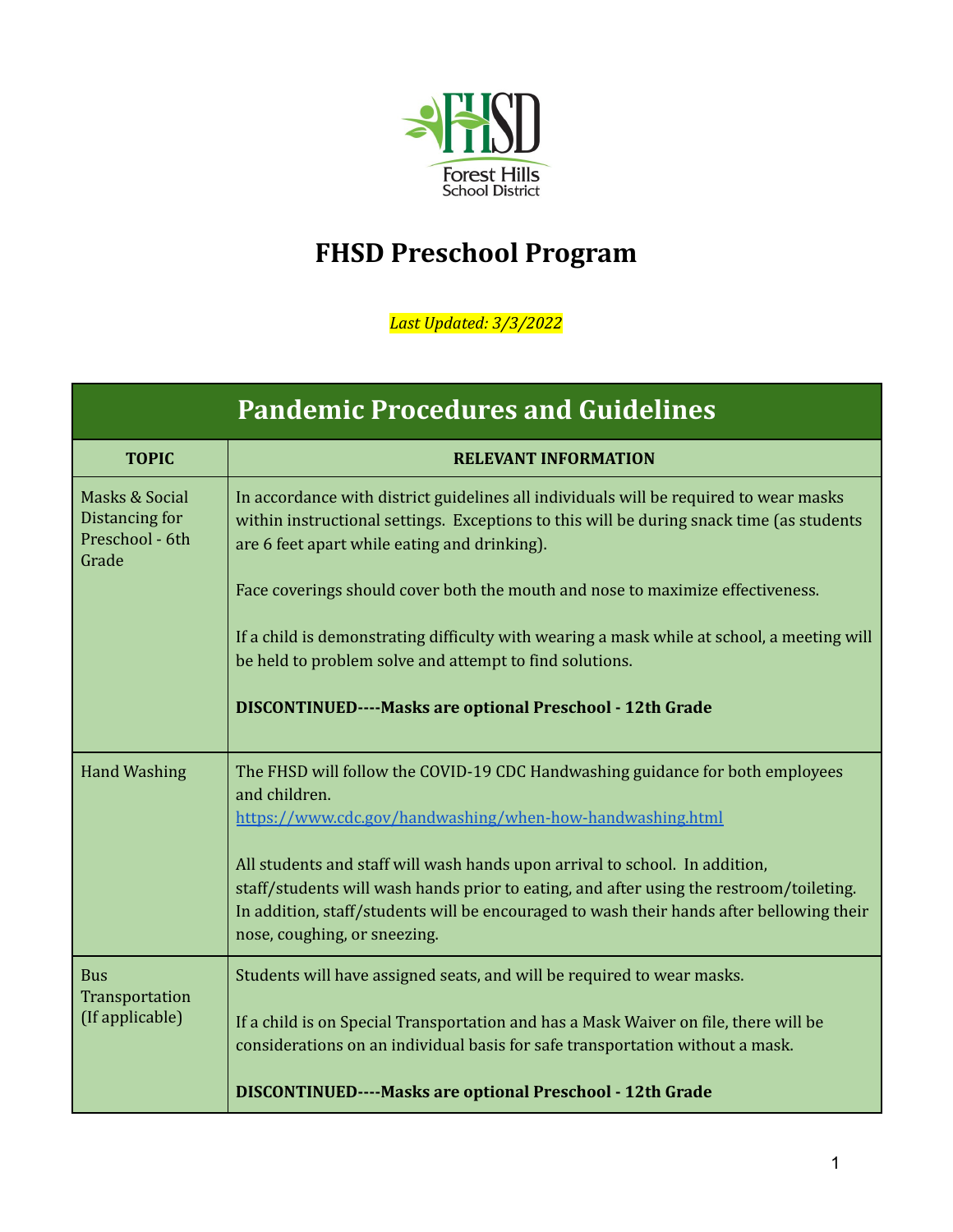# FHSD Preschool Program

*Last Updated: 3/3/2022*

| Pandemic Procedures and Guidelines | |
|---|---|
| **TOPIC** | **RELEVANT INFORMATION** |
| Masks & Social Distancing for Preschool - 6th Grade | In accordance with district guidelines all individuals will be required to wear masks within instructional settings. Exceptions to this will be during snack time (as students are 6 feet apart while eating and drinking).<br><br>Face coverings should cover both the mouth and nose to maximize effectiveness.<br><br>If a child is demonstrating difficulty with wearing a mask while at school, a meeting will be held to problem solve and attempt to find solutions.<br><br>**DISCONTINUED----Masks are optional Preschool - 12th Grade** |
| Hand Washing | The FHSD will follow the COVID-19 CDC Handwashing guidance for both employees and children.<br>https://www.cdc.gov/handwashing/when-how-handwashing.html<br><br>All students and staff will wash hands upon arrival to school. In addition, staff/students will wash hands prior to eating, and after using the restroom/toileting. In addition, staff/students will be encouraged to wash their hands after bellowing their nose, coughing, or sneezing. |
| Bus Transportation (If applicable) | Students will have assigned seats, and will be required to wear masks.<br><br>If a child is on Special Transportation and has a Mask Waiver on file, there will be considerations on an individual basis for safe transportation without a mask.<br><br>**DISCONTINUED----Masks are optional Preschool - 12th Grade** |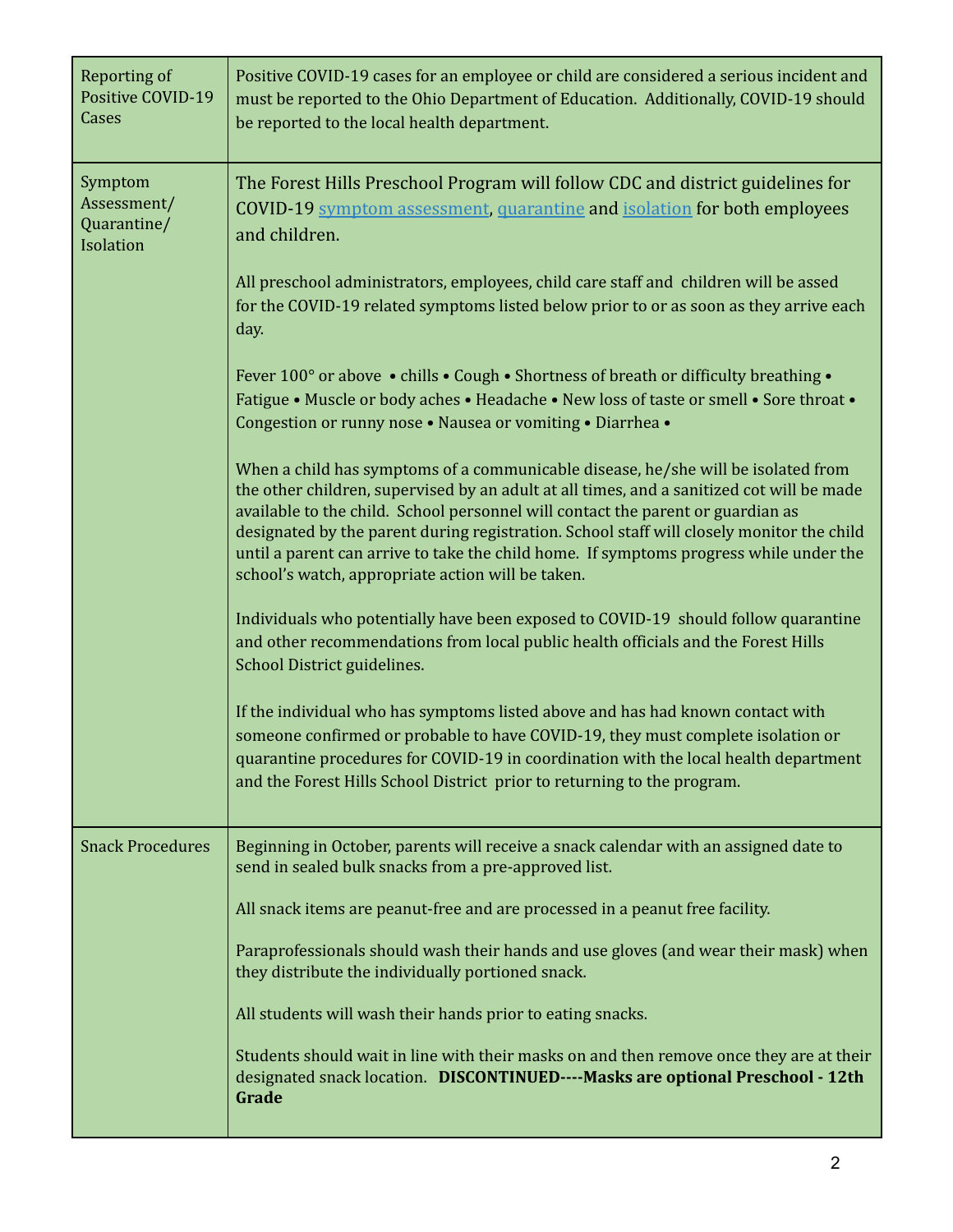| | |
|---|---|
| Reporting of Positive COVID-19 Cases | Positive COVID-19 cases for an employee or child are considered a serious incident and must be reported to the Ohio Department of Education. Additionally, COVID-19 should be reported to the local health department. |
| Symptom Assessment/ Quarantine/ Isolation | The Forest Hills Preschool Program will follow CDC and district guidelines for COVID-19 symptom assessment, quarantine and isolation for both employees and children.<br><br>All preschool administrators, employees, child care staff and children will be assed for the COVID-19 related symptoms listed below prior to or as soon as they arrive each day.<br><br>Fever 100° or above • chills • Cough • Shortness of breath or difficulty breathing • Fatigue • Muscle or body aches • Headache • New loss of taste or smell • Sore throat • Congestion or runny nose • Nausea or vomiting • Diarrhea •<br><br>When a child has symptoms of a communicable disease, he/she will be isolated from the other children, supervised by an adult at all times, and a sanitized cot will be made available to the child. School personnel will contact the parent or guardian as designated by the parent during registration. School staff will closely monitor the child until a parent can arrive to take the child home. If symptoms progress while under the school's watch, appropriate action will be taken.<br><br>Individuals who potentially have been exposed to COVID-19 should follow quarantine and other recommendations from local public health officials and the Forest Hills School District guidelines.<br><br>If the individual who has symptoms listed above and has had known contact with someone confirmed or probable to have COVID-19, they must complete isolation or quarantine procedures for COVID-19 in coordination with the local health department and the Forest Hills School District prior to returning to the program. |
| Snack Procedures | Beginning in October, parents will receive a snack calendar with an assigned date to send in sealed bulk snacks from a pre-approved list.<br><br>All snack items are peanut-free and are processed in a peanut free facility.<br><br>Paraprofessionals should wash their hands and use gloves (and wear their mask) when they distribute the individually portioned snack.<br><br>All students will wash their hands prior to eating snacks.<br><br>Students should wait in line with their masks on and then remove once they are at their designated snack location. **DISCONTINUED----Masks are optional Preschool - 12th Grade** |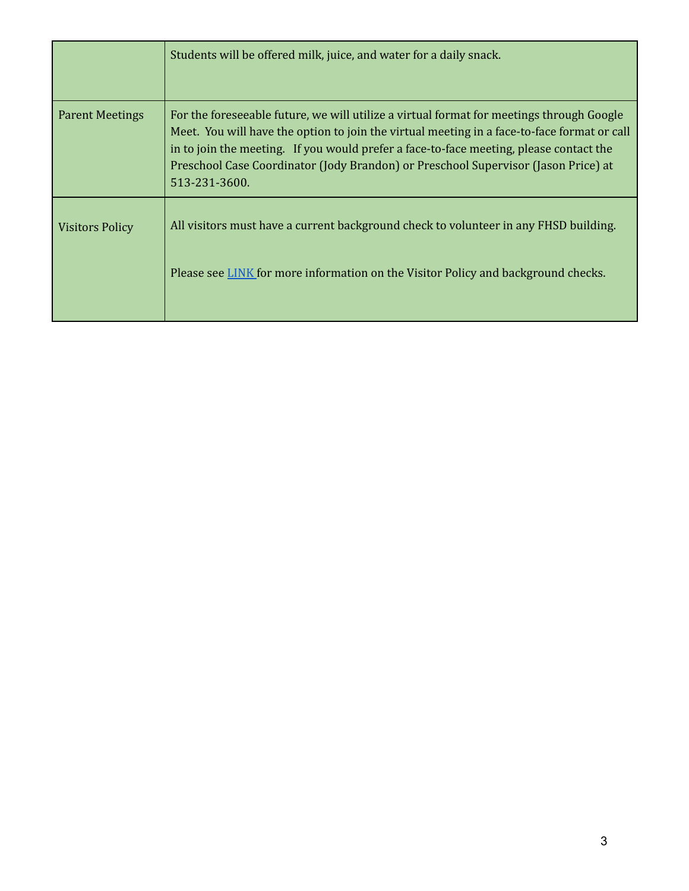| | |
|---|---|
| | Students will be offered milk, juice, and water for a daily snack. |
| Parent Meetings | For the foreseeable future, we will utilize a virtual format for meetings through Google Meet. You will have the option to join the virtual meeting in a face-to-face format or call in to join the meeting. If you would prefer a face-to-face meeting, please contact the Preschool Case Coordinator (Jody Brandon) or Preschool Supervisor (Jason Price) at 513-231-3600. |
| Visitors Policy | All visitors must have a current background check to volunteer in any FHSD building.<br><br>Please see LINK for more information on the Visitor Policy and background checks. |